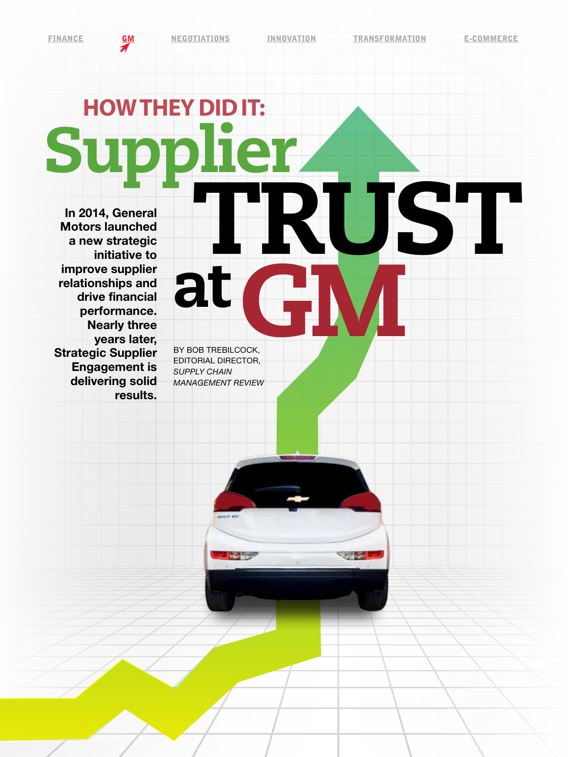FINANCE | GM | NEGOTIATIONS | INNOVATION | TRANSFORMATION | E-COMMERCE

# HOW THEY DID IT: Supplier TRUST at GM

**In 2014, General Motors launched a new strategic initiative to improve supplier relationships and drive financial performance. Nearly three years later, Strategic Supplier Engagement is delivering solid results.**

BY BOB TREBILCOCK, EDITORIAL DIRECTOR, *SUPPLY CHAIN MANAGEMENT REVIEW*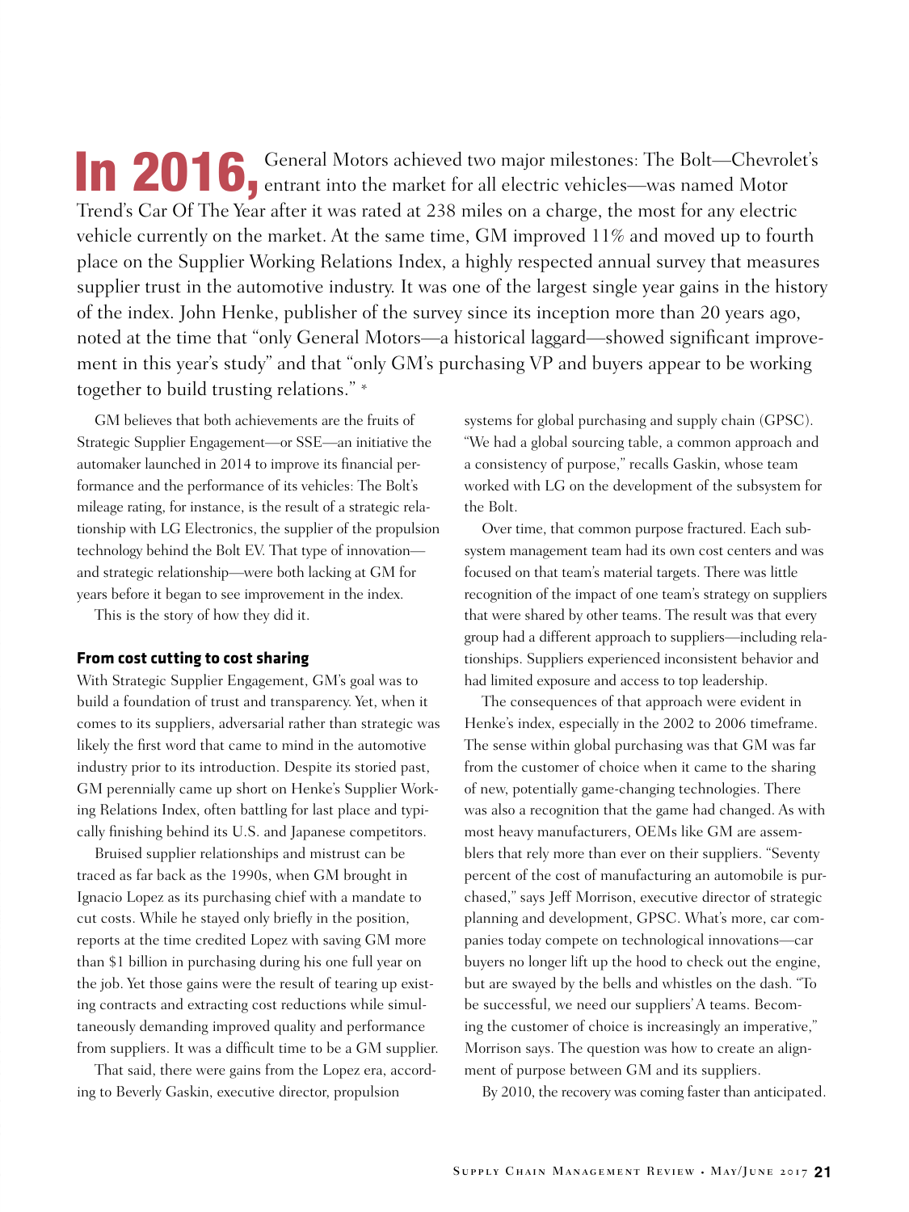**In 2016,** General Motors achieved two major milestones: The Bolt—Chevrolet's entrant into the market for all electric vehicles—was named Motor Trend's Car Of The Year after it was rated at 238 miles on a charge, the most for any electric vehicle currently on the market. At the same time, GM improved 11% and moved up to fourth place on the Supplier Working Relations Index, a highly respected annual survey that measures supplier trust in the automotive industry. It was one of the largest single year gains in the history of the index. John Henke, publisher of the survey since its inception more than 20 years ago, noted at the time that "only General Motors—a historical laggard—showed significant improvement in this year's study" and that "only GM's purchasing VP and buyers appear to be working together to build trusting relations." *

GM believes that both achievements are the fruits of Strategic Supplier Engagement—or SSE—an initiative the automaker launched in 2014 to improve its financial performance and the performance of its vehicles: The Bolt's mileage rating, for instance, is the result of a strategic relationship with LG Electronics, the supplier of the propulsion technology behind the Bolt EV. That type of innovation—and strategic relationship—were both lacking at GM for years before it began to see improvement in the index.

This is the story of how they did it.

## From cost cutting to cost sharing

With Strategic Supplier Engagement, GM's goal was to build a foundation of trust and transparency. Yet, when it comes to its suppliers, adversarial rather than strategic was likely the first word that came to mind in the automotive industry prior to its introduction. Despite its storied past, GM perennially came up short on Henke's Supplier Working Relations Index, often battling for last place and typically finishing behind its U.S. and Japanese competitors.

Bruised supplier relationships and mistrust can be traced as far back as the 1990s, when GM brought in Ignacio Lopez as its purchasing chief with a mandate to cut costs. While he stayed only briefly in the position, reports at the time credited Lopez with saving GM more than $1 billion in purchasing during his one full year on the job. Yet those gains were the result of tearing up existing contracts and extracting cost reductions while simultaneously demanding improved quality and performance from suppliers. It was a difficult time to be a GM supplier.

That said, there were gains from the Lopez era, according to Beverly Gaskin, executive director, propulsion systems for global purchasing and supply chain (GPSC). "We had a global sourcing table, a common approach and a consistency of purpose," recalls Gaskin, whose team worked with LG on the development of the subsystem for the Bolt.

Over time, that common purpose fractured. Each subsystem management team had its own cost centers and was focused on that team's material targets. There was little recognition of the impact of one team's strategy on suppliers that were shared by other teams. The result was that every group had a different approach to suppliers—including relationships. Suppliers experienced inconsistent behavior and had limited exposure and access to top leadership.

The consequences of that approach were evident in Henke's index, especially in the 2002 to 2006 timeframe. The sense within global purchasing was that GM was far from the customer of choice when it came to the sharing of new, potentially game-changing technologies. There was also a recognition that the game had changed. As with most heavy manufacturers, OEMs like GM are assemblers that rely more than ever on their suppliers. "Seventy percent of the cost of manufacturing an automobile is purchased," says Jeff Morrison, executive director of strategic planning and development, GPSC. What's more, car companies today compete on technological innovations—car buyers no longer lift up the hood to check out the engine, but are swayed by the bells and whistles on the dash. "To be successful, we need our suppliers' A teams. Becoming the customer of choice is increasingly an imperative," Morrison says. The question was how to create an alignment of purpose between GM and its suppliers.

By 2010, the recovery was coming faster than anticipated.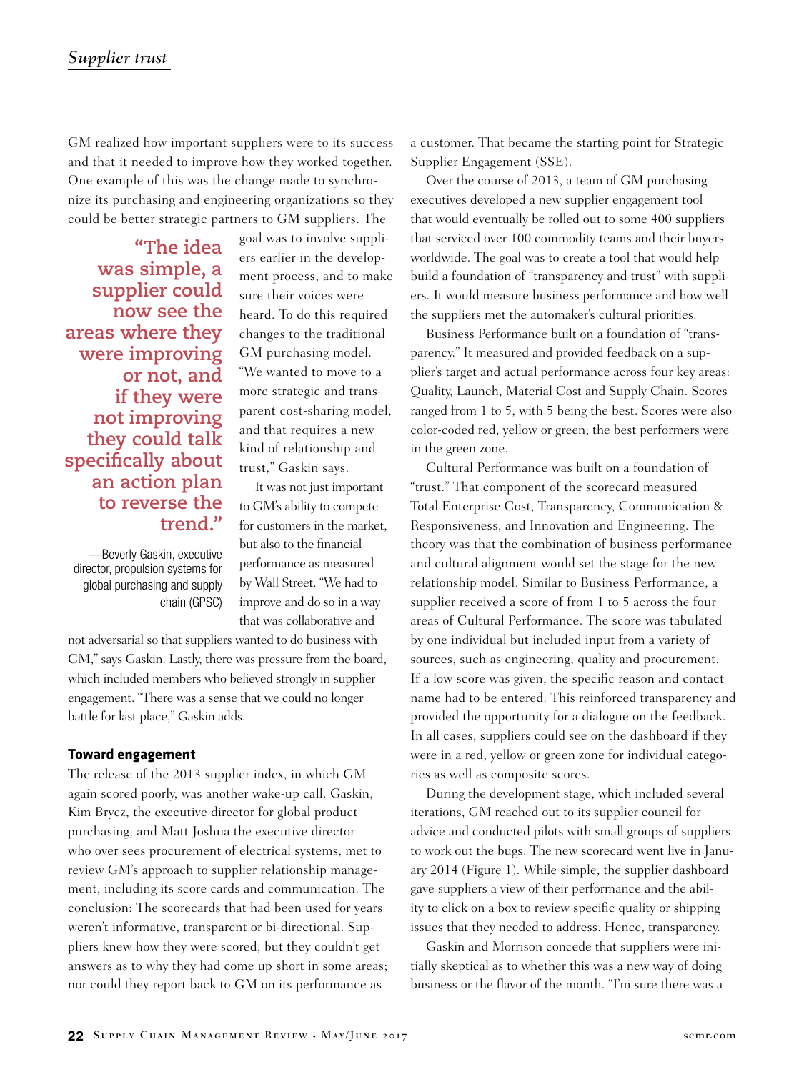GM realized how important suppliers were to its success and that it needed to improve how they worked together. One example of this was the change made to synchronize its purchasing and engineering organizations so they could be better strategic partners to GM suppliers. The goal was to involve suppliers earlier in the development process, and to make sure their voices were heard. To do this required changes to the traditional GM purchasing model. "We wanted to move to a more strategic and transparent cost-sharing model, and that requires a new kind of relationship and trust," Gaskin says.

> **"The idea was simple, a supplier could now see the areas where they were improving or not, and if they were not improving they could talk specifically about an action plan to reverse the trend."**
>
> —Beverly Gaskin, executive director, propulsion systems for global purchasing and supply chain (GPSC)

It was not just important to GM's ability to compete for customers in the market, but also to the financial performance as measured by Wall Street. "We had to improve and do so in a way that was collaborative and not adversarial so that suppliers wanted to do business with GM," says Gaskin. Lastly, there was pressure from the board, which included members who believed strongly in supplier engagement. "There was a sense that we could no longer battle for last place," Gaskin adds.

## Toward engagement

The release of the 2013 supplier index, in which GM again scored poorly, was another wake-up call. Gaskin, Kim Brycz, the executive director for global product purchasing, and Matt Joshua the executive director who over sees procurement of electrical systems, met to review GM's approach to supplier relationship management, including its score cards and communication. The conclusion: The scorecards that had been used for years weren't informative, transparent or bi-directional. Suppliers knew how they were scored, but they couldn't get answers as to why they had come up short in some areas; nor could they report back to GM on its performance as a customer. That became the starting point for Strategic Supplier Engagement (SSE).

Over the course of 2013, a team of GM purchasing executives developed a new supplier engagement tool that would eventually be rolled out to some 400 suppliers that serviced over 100 commodity teams and their buyers worldwide. The goal was to create a tool that would help build a foundation of "transparency and trust" with suppliers. It would measure business performance and how well the suppliers met the automaker's cultural priorities.

Business Performance built on a foundation of "transparency." It measured and provided feedback on a supplier's target and actual performance across four key areas: Quality, Launch, Material Cost and Supply Chain. Scores ranged from 1 to 5, with 5 being the best. Scores were also color-coded red, yellow or green; the best performers were in the green zone.

Cultural Performance was built on a foundation of "trust." That component of the scorecard measured Total Enterprise Cost, Transparency, Communication & Responsiveness, and Innovation and Engineering. The theory was that the combination of business performance and cultural alignment would set the stage for the new relationship model. Similar to Business Performance, a supplier received a score of from 1 to 5 across the four areas of Cultural Performance. The score was tabulated by one individual but included input from a variety of sources, such as engineering, quality and procurement. If a low score was given, the specific reason and contact name had to be entered. This reinforced transparency and provided the opportunity for a dialogue on the feedback. In all cases, suppliers could see on the dashboard if they were in a red, yellow or green zone for individual categories as well as composite scores.

During the development stage, which included several iterations, GM reached out to its supplier council for advice and conducted pilots with small groups of suppliers to work out the bugs. The new scorecard went live in January 2014 (Figure 1). While simple, the supplier dashboard gave suppliers a view of their performance and the ability to click on a box to review specific quality or shipping issues that they needed to address. Hence, transparency.

Gaskin and Morrison concede that suppliers were initially skeptical as to whether this was a new way of doing business or the flavor of the month. "I'm sure there was a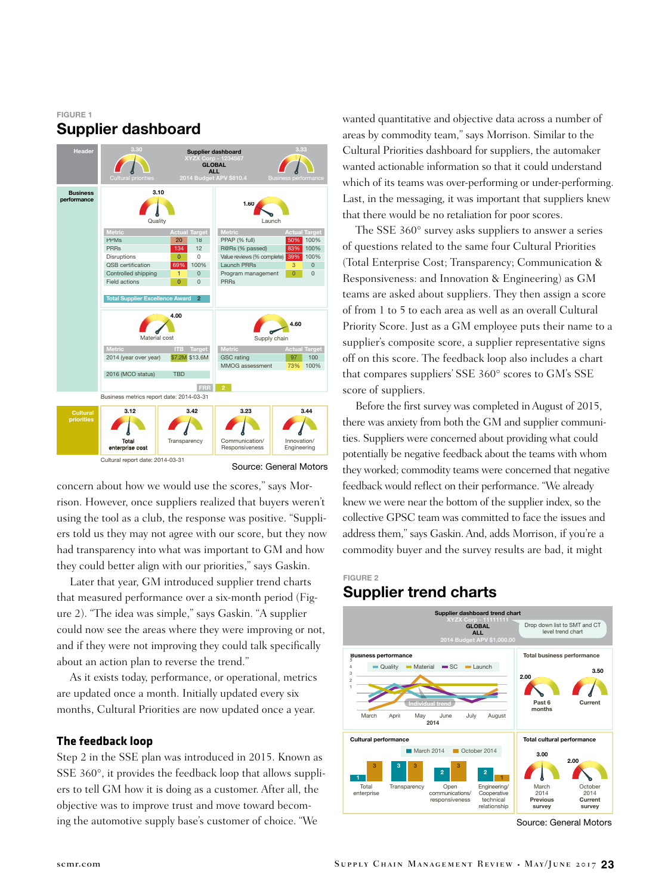FIGURE 1

## Supplier dashboard

| Header | Cultural priorities 3.30 | Supplier dashboard<br>XYZX Corp - 1234567<br>GLOBAL<br>ALL<br>2014 Budget APV $810.4 | Business performance 3.33 |
|---|---|---|---|

**Business performance**

Quality 3.10

| Metric | Actual | Target |
|---|---|---|
| PPMs | 20 | 18 |
| PRRs | 134 | 12 |
| Disruptions | 0 | 0 |
| QSB certification | 69% | 100% |
| Controlled shipping | 1 | 0 |
| Field actions | 0 | 0 |
| Total Supplier Excellence Award | 2 | |

Launch 1.60

| Metric | Actual | Target |
|---|---|---|
| PPAP (% full) | 50% | 100% |
| R@Rs (% passed) | 83% | 100% |
| Value reviews (% complete) | 39% | 100% |
| Launch PRRs | 3 | 0 |
| Program management PRRs | 0 | 0 |

Material cost 4.00

| Metric | ITB | Target |
|---|---|---|
| 2014 (year over year) | $7.2M | $13.6M |
| 2016 (MCO status) | TBD | |

Supply chain 4.60

| Metric | Actual | Target |
|---|---|---|
| GSC rating | 97 | 100 |
| MMOG assessment | 73% | 100% |
| FRR | 2 | |

Business metrics report date: 2014-03-31

**Cultural priorities**

| Total enterprise cost | Transparency | Communication/ Responsiveness | Innovation/ Engineering |
|---|---|---|---|
| 3.12 | 3.42 | 3.23 | 3.44 |

Cultural report date: 2014-03-31

Source: General Motors

concern about how we would use the scores," says Morrison. However, once suppliers realized that buyers weren't using the tool as a club, the response was positive. "Suppliers told us they may not agree with our score, but they now had transparency into what was important to GM and how they could better align with our priorities," says Gaskin.

Later that year, GM introduced supplier trend charts that measured performance over a six-month period (Figure 2). "The idea was simple," says Gaskin. "A supplier could now see the areas where they were improving or not, and if they were not improving they could talk specifically about an action plan to reverse the trend."

As it exists today, performance, or operational, metrics are updated once a month. Initially updated every six months, Cultural Priorities are now updated once a year.

### The feedback loop

Step 2 in the SSE plan was introduced in 2015. Known as SSE 360°, it provides the feedback loop that allows suppliers to tell GM how it is doing as a customer. After all, the objective was to improve trust and move toward becoming the automotive supply base's customer of choice. "We wanted quantitative and objective data across a number of areas by commodity team," says Morrison. Similar to the Cultural Priorities dashboard for suppliers, the automaker wanted actionable information so that it could understand which of its teams was over-performing or under-performing. Last, in the messaging, it was important that suppliers knew that there would be no retaliation for poor scores.

The SSE 360° survey asks suppliers to answer a series of questions related to the same four Cultural Priorities (Total Enterprise Cost; Transparency; Communication & Responsiveness: and Innovation & Engineering) as GM teams are asked about suppliers. They then assign a score of from 1 to 5 to each area as well as an overall Cultural Priority Score. Just as a GM employee puts their name to a supplier's composite score, a supplier representative signs off on this score. The feedback loop also includes a chart that compares suppliers' SSE 360° scores to GM's SSE score of suppliers.

Before the first survey was completed in August of 2015, there was anxiety from both the GM and supplier communities. Suppliers were concerned about providing what could potentially be negative feedback about the teams with whom they worked; commodity teams were concerned that negative feedback would reflect on their performance. "We already knew we were near the bottom of the supplier index, so the collective GPSC team was committed to face the issues and address them," says Gaskin. And, adds Morrison, if you're a commodity buyer and the survey results are bad, it might

FIGURE 2

## Supplier trend charts

Supplier dashboard trend chart
XYZX Corp - 11111111
GLOBAL
ALL
2014 Budget APV $1,000.00

Drop down list to SMT and CT level trend chart

**Business performance** (Quality, Material, SC, Launch; Individual trend; March–August 2014)

**Total business performance**: Past 6 months 2.00; Current 3.50

**Cultural performance**

| | March 2014 | October 2014 |
|---|---|---|
| Total enterprise | 1 | 3 |
| Transparency | 3 | 3 |
| Open communications/ responsiveness | 2 | 3 |
| Engineering/ Cooperative technical relationship | 2 | 1 |

**Total cultural performance**: March 2014 Previous survey 3.00; October 2014 Current survey 2.00

Source: General Motors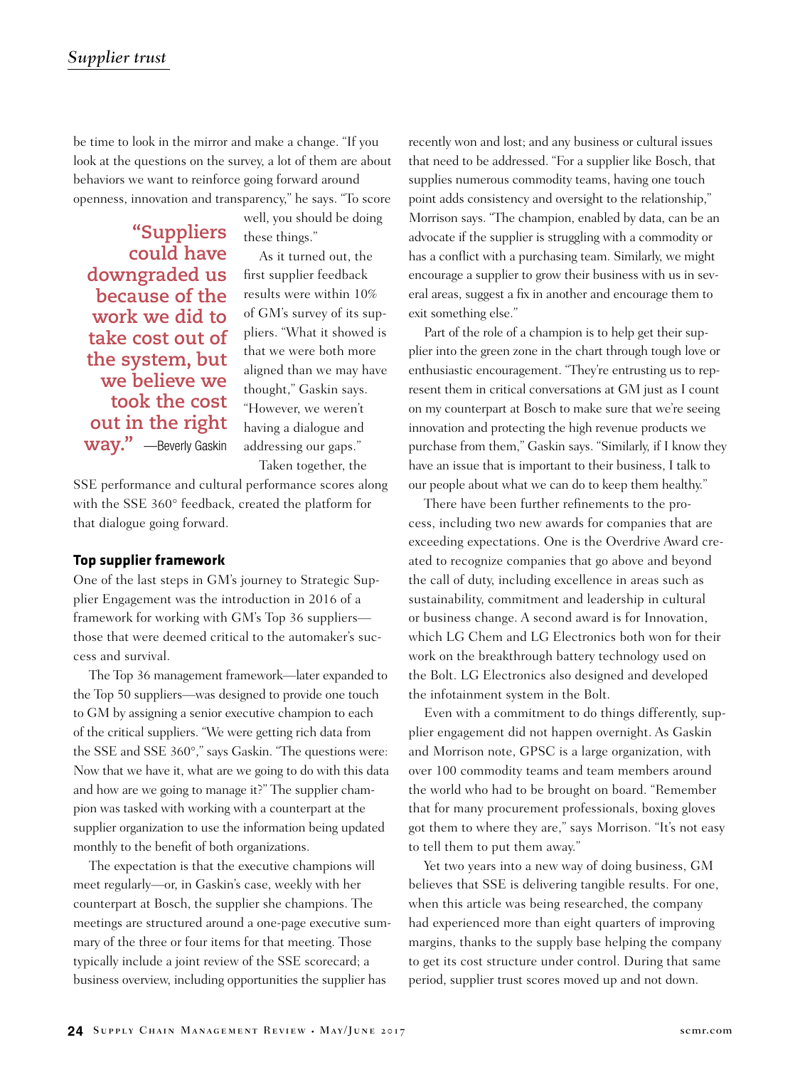be time to look in the mirror and make a change. "If you look at the questions on the survey, a lot of them are about behaviors we want to reinforce going forward around openness, innovation and transparency," he says. "To score well, you should be doing these things."

> **"Suppliers could have downgraded us because of the work we did to take cost out of the system, but we believe we took the cost out in the right way."** —Beverly Gaskin

As it turned out, the first supplier feedback results were within 10% of GM's survey of its suppliers. "What it showed is that we were both more aligned than we may have thought," Gaskin says. "However, we weren't having a dialogue and addressing our gaps."

Taken together, the SSE performance and cultural performance scores along with the SSE 360° feedback, created the platform for that dialogue going forward.

### Top supplier framework

One of the last steps in GM's journey to Strategic Supplier Engagement was the introduction in 2016 of a framework for working with GM's Top 36 suppliers—those that were deemed critical to the automaker's success and survival.

The Top 36 management framework—later expanded to the Top 50 suppliers—was designed to provide one touch to GM by assigning a senior executive champion to each of the critical suppliers. "We were getting rich data from the SSE and SSE 360°," says Gaskin. "The questions were: Now that we have it, what are we going to do with this data and how are we going to manage it?" The supplier champion was tasked with working with a counterpart at the supplier organization to use the information being updated monthly to the benefit of both organizations.

The expectation is that the executive champions will meet regularly—or, in Gaskin's case, weekly with her counterpart at Bosch, the supplier she champions. The meetings are structured around a one-page executive summary of the three or four items for that meeting. Those typically include a joint review of the SSE scorecard; a business overview, including opportunities the supplier has recently won and lost; and any business or cultural issues that need to be addressed. "For a supplier like Bosch, that supplies numerous commodity teams, having one touch point adds consistency and oversight to the relationship," Morrison says. "The champion, enabled by data, can be an advocate if the supplier is struggling with a commodity or has a conflict with a purchasing team. Similarly, we might encourage a supplier to grow their business with us in several areas, suggest a fix in another and encourage them to exit something else."

Part of the role of a champion is to help get their supplier into the green zone in the chart through tough love or enthusiastic encouragement. "They're entrusting us to represent them in critical conversations at GM just as I count on my counterpart at Bosch to make sure that we're seeing innovation and protecting the high revenue products we purchase from them," Gaskin says. "Similarly, if I know they have an issue that is important to their business, I talk to our people about what we can do to keep them healthy."

There have been further refinements to the process, including two new awards for companies that are exceeding expectations. One is the Overdrive Award created to recognize companies that go above and beyond the call of duty, including excellence in areas such as sustainability, commitment and leadership in cultural or business change. A second award is for Innovation, which LG Chem and LG Electronics both won for their work on the breakthrough battery technology used on the Bolt. LG Electronics also designed and developed the infotainment system in the Bolt.

Even with a commitment to do things differently, supplier engagement did not happen overnight. As Gaskin and Morrison note, GPSC is a large organization, with over 100 commodity teams and team members around the world who had to be brought on board. "Remember that for many procurement professionals, boxing gloves got them to where they are," says Morrison. "It's not easy to tell them to put them away."

Yet two years into a new way of doing business, GM believes that SSE is delivering tangible results. For one, when this article was being researched, the company had experienced more than eight quarters of improving margins, thanks to the supply base helping the company to get its cost structure under control. During that same period, supplier trust scores moved up and not down.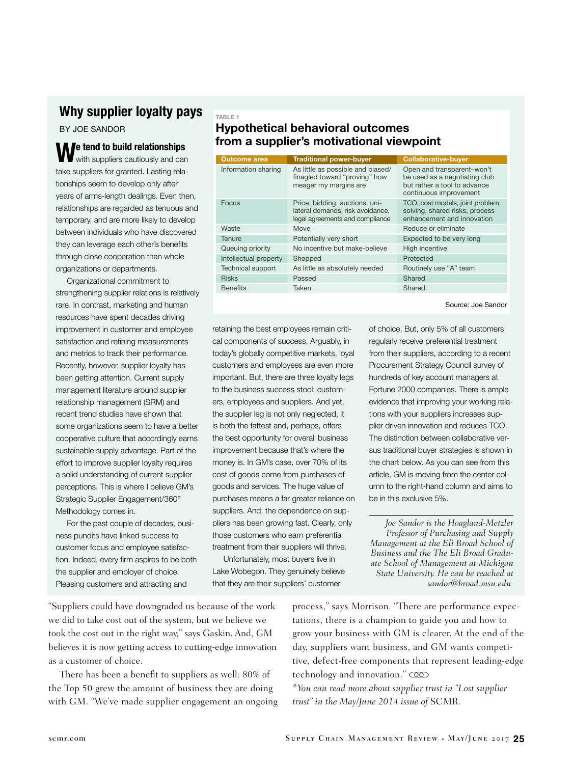## Why supplier loyalty pays

BY JOE SANDOR

**We tend to build relationships** with suppliers cautiously and can take suppliers for granted. Lasting relationships seem to develop only after years of arms-length dealings. Even then, relationships are regarded as tenuous and temporary, and are more likely to develop between individuals who have discovered they can leverage each other's benefits through close cooperation than whole organizations or departments.

Organizational commitment to strengthening supplier relations is relatively rare. In contrast, marketing and human resources have spent decades driving improvement in customer and employee satisfaction and refining measurements and metrics to track their performance. Recently, however, supplier loyalty has been getting attention. Current supply management literature around supplier relationship management (SRM) and recent trend studies have shown that some organizations seem to have a better cooperative culture that accordingly earns sustainable supply advantage. Part of the effort to improve supplier loyalty requires a solid understanding of current supplier perceptions. This is where I believe GM's Strategic Supplier Engagement/360° Methodology comes in.

For the past couple of decades, business pundits have linked success to customer focus and employee satisfaction. Indeed, every firm aspires to be both the supplier and employer of choice. Pleasing customers and attracting and retaining the best employees remain critical components of success. Arguably, in today's globally competitive markets, loyal customers and employees are even more important. But, there are three loyalty legs to the business success stool: customers, employees and suppliers. And yet, the supplier leg is not only neglected, it is both the fattest and, perhaps, offers the best opportunity for overall business improvement because that's where the money is. In GM's case, over 70% of its cost of goods come from purchases of goods and services. The huge value of purchases means a far greater reliance on suppliers. And, the dependence on suppliers has been growing fast. Clearly, only those customers who earn preferential treatment from their suppliers will thrive.

Unfortunately, most buyers live in Lake Wobegon. They genuinely believe that they are their suppliers' customer of choice. But, only 5% of all customers regularly receive preferential treatment from their suppliers, according to a recent Procurement Strategy Council survey of hundreds of key account managers at Fortune 2000 companies. There is ample evidence that improving your working relations with your suppliers increases supplier driven innovation and reduces TCO. The distinction between collaborative versus traditional buyer strategies is shown in the chart below. As you can see from this article, GM is moving from the center column to the right-hand column and aims to be in this exclusive 5%.

TABLE 1

**Hypothetical behavioral outcomes from a supplier's motivational viewpoint**

| Outcome area | Traditional power-buyer | Collaborative-buyer |
|---|---|---|
| Information sharing | As little as possible and biased/ finagled toward "proving" how meager my margins are | Open and transparent–won't be used as a negotiating club but rather a tool to advance continuous improvement |
| Focus | Price, bidding, auctions, unilateral demands, risk avoidance, legal agreements and compliance | TCO, cost models, joint problem solving, shared risks, process enhancement and innovation |
| Waste | Move | Reduce or eliminate |
| Tenure | Potentially very short | Expected to be very long |
| Queuing priority | No incentive but make-believe | High incentive |
| Intellectual property | Shopped | Protected |
| Technical support | As little as absolutely needed | Routinely use "A" team |
| Risks | Passed | Shared |
| Benefits | Taken | Shared |

Source: Joe Sandor

*Joe Sandor is the Hoagland-Metzler Professor of Purchasing and Supply Management at the Eli Broad School of Business and the The Eli Broad Graduate School of Management at Michigan State University. He can be reached at sandor@broad.msu.edu.*

"Suppliers could have downgraded us because of the work we did to take cost out of the system, but we believe we took the cost out in the right way," says Gaskin. And, GM believes it is now getting access to cutting-edge innovation as a customer of choice.

There has been a benefit to suppliers as well: 80% of the Top 50 grew the amount of business they are doing with GM. "We've made supplier engagement an ongoing process," says Morrison. "There are performance expectations, there is a champion to guide you and how to grow your business with GM is clearer. At the end of the day, suppliers want business, and GM wants competitive, defect-free components that represent leading-edge technology and innovation."

*\*You can read more about supplier trust in "Lost supplier trust" in the May/June 2014 issue of* SCMR.